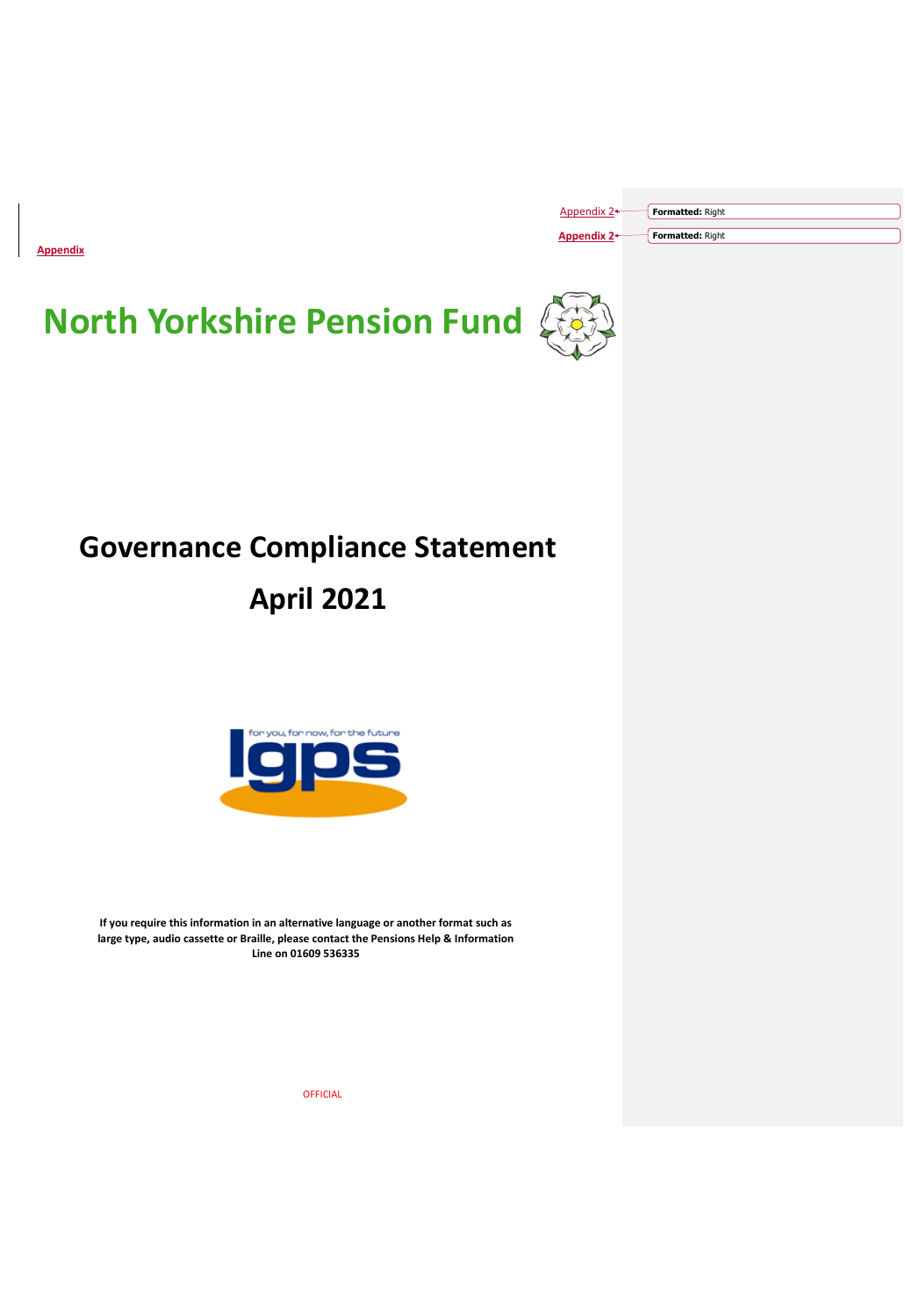Appendix 2

Appendix 2

Appendix

# North Yorkshire Pension Fund

## Governance Compliance Statement

## April 2021

**If you require this information in an alternative language or another format such as large type, audio cassette or Braille, please contact the Pensions Help & Information Line on 01609 536335**

OFFICIAL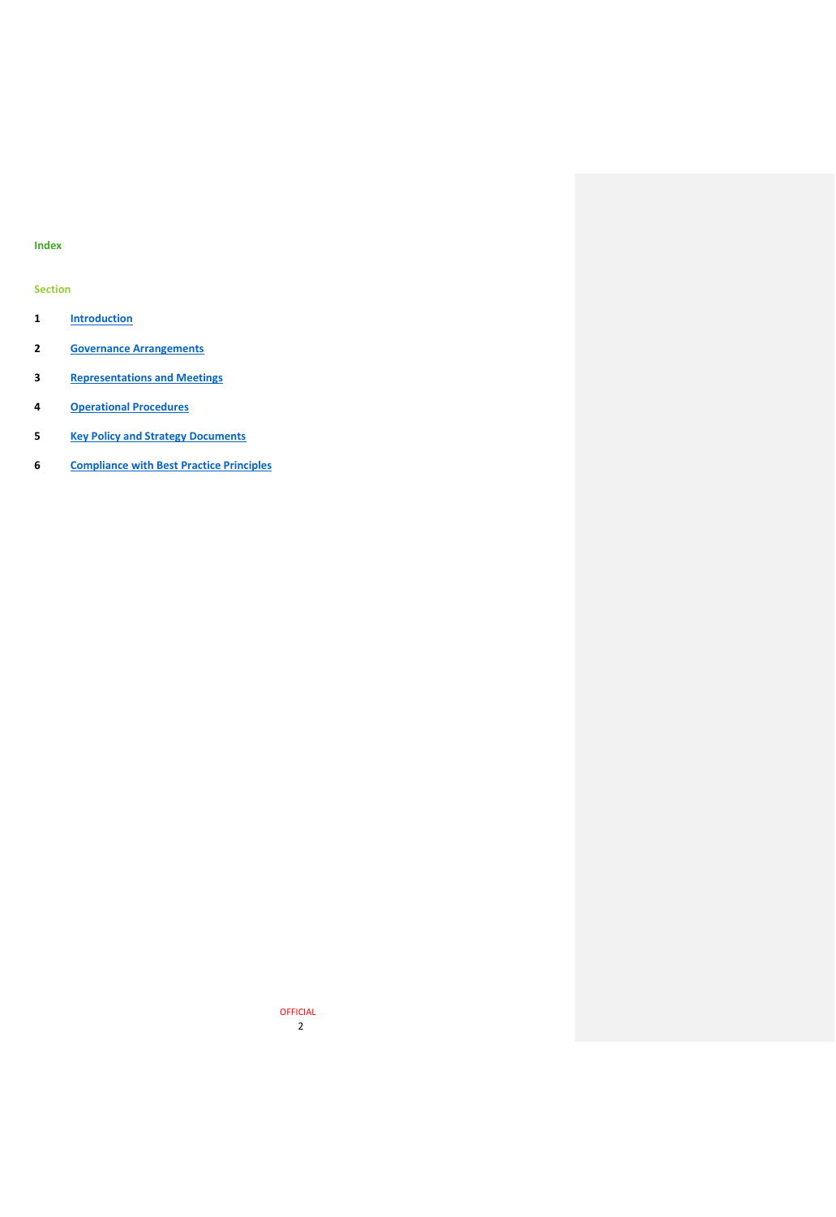## Index

**Section**

| | |
|---|---|
| **1** | **Introduction** |
| **2** | **Governance Arrangements** |
| **3** | **Representations and Meetings** |
| **4** | **Operational Procedures** |
| **5** | **Key Policy and Strategy Documents** |
| **6** | **Compliance with Best Practice Principles** |

OFFICIAL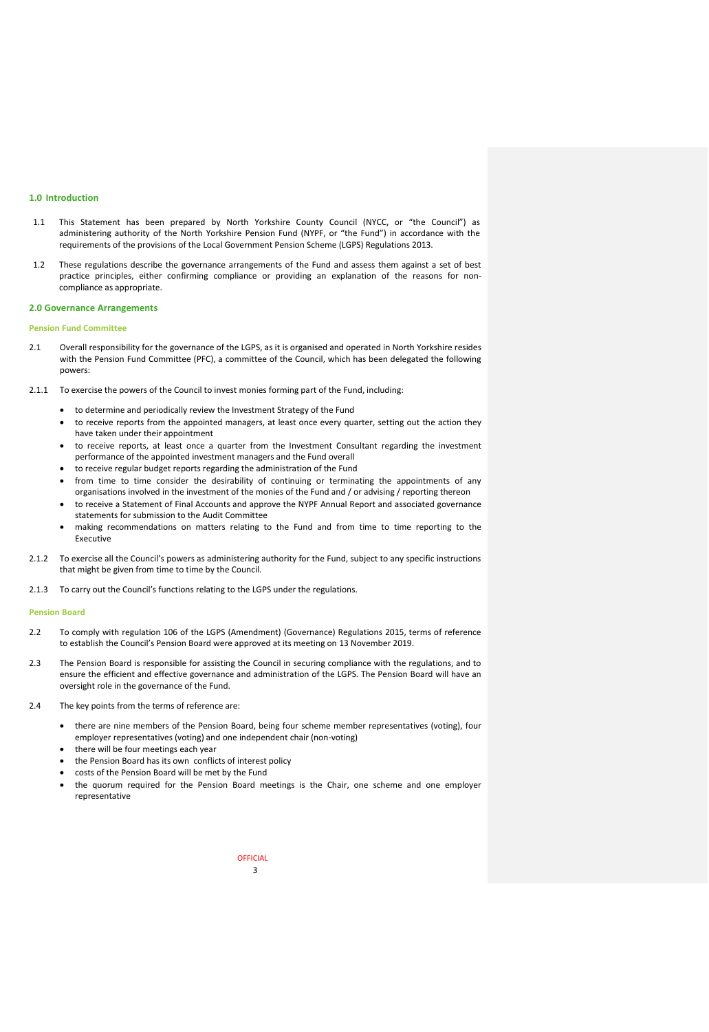## 1.0 Introduction

1.1 This Statement has been prepared by North Yorkshire County Council (NYCC, or "the Council") as administering authority of the North Yorkshire Pension Fund (NYPF, or "the Fund") in accordance with the requirements of the provisions of the Local Government Pension Scheme (LGPS) Regulations 2013.

1.2 These regulations describe the governance arrangements of the Fund and assess them against a set of best practice principles, either confirming compliance or providing an explanation of the reasons for non-compliance as appropriate.

## 2.0 Governance Arrangements

### Pension Fund Committee

2.1 Overall responsibility for the governance of the LGPS, as it is organised and operated in North Yorkshire resides with the Pension Fund Committee (PFC), a committee of the Council, which has been delegated the following powers:

2.1.1 To exercise the powers of the Council to invest monies forming part of the Fund, including:

- to determine and periodically review the Investment Strategy of the Fund
- to receive reports from the appointed managers, at least once every quarter, setting out the action they have taken under their appointment
- to receive reports, at least once a quarter from the Investment Consultant regarding the investment performance of the appointed investment managers and the Fund overall
- to receive regular budget reports regarding the administration of the Fund
- from time to time consider the desirability of continuing or terminating the appointments of any organisations involved in the investment of the monies of the Fund and / or advising / reporting thereon
- to receive a Statement of Final Accounts and approve the NYPF Annual Report and associated governance statements for submission to the Audit Committee
- making recommendations on matters relating to the Fund and from time to time reporting to the Executive

2.1.2 To exercise all the Council's powers as administering authority for the Fund, subject to any specific instructions that might be given from time to time by the Council.

2.1.3 To carry out the Council's functions relating to the LGPS under the regulations.

### Pension Board

2.2 To comply with regulation 106 of the LGPS (Amendment) (Governance) Regulations 2015, terms of reference to establish the Council's Pension Board were approved at its meeting on 13 November 2019.

2.3 The Pension Board is responsible for assisting the Council in securing compliance with the regulations, and to ensure the efficient and effective governance and administration of the LGPS. The Pension Board will have an oversight role in the governance of the Fund.

2.4 The key points from the terms of reference are:

- there are nine members of the Pension Board, being four scheme member representatives (voting), four employer representatives (voting) and one independent chair (non-voting)
- there will be four meetings each year
- the Pension Board has its own conflicts of interest policy
- costs of the Pension Board will be met by the Fund
- the quorum required for the Pension Board meetings is the Chair, one scheme and one employer representative

OFFICIAL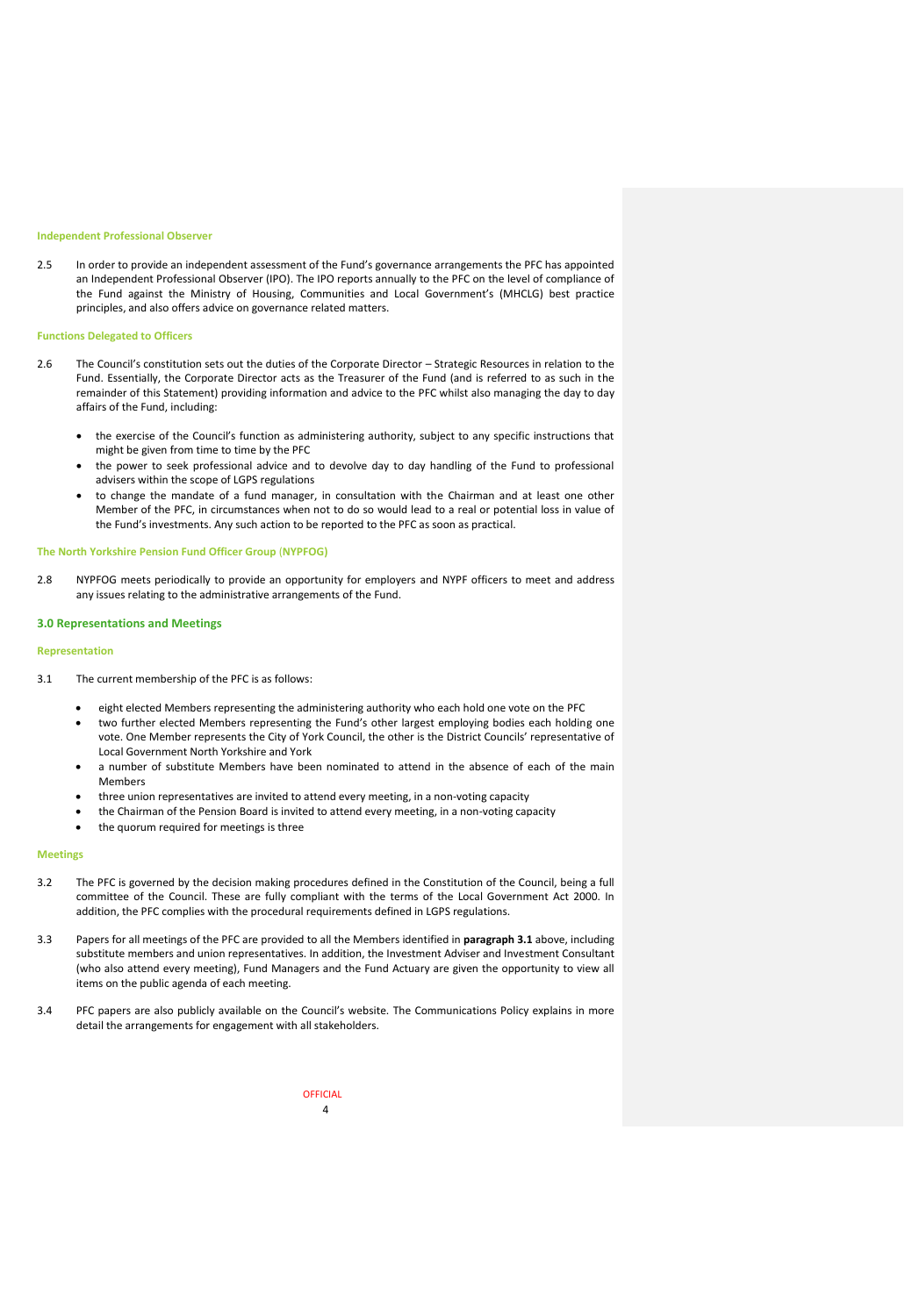### Independent Professional Observer

2.5 In order to provide an independent assessment of the Fund's governance arrangements the PFC has appointed an Independent Professional Observer (IPO). The IPO reports annually to the PFC on the level of compliance of the Fund against the Ministry of Housing, Communities and Local Government's (MHCLG) best practice principles, and also offers advice on governance related matters.

### Functions Delegated to Officers

2.6 The Council's constitution sets out the duties of the Corporate Director – Strategic Resources in relation to the Fund. Essentially, the Corporate Director acts as the Treasurer of the Fund (and is referred to as such in the remainder of this Statement) providing information and advice to the PFC whilst also managing the day to day affairs of the Fund, including:

- the exercise of the Council's function as administering authority, subject to any specific instructions that might be given from time to time by the PFC
- the power to seek professional advice and to devolve day to day handling of the Fund to professional advisers within the scope of LGPS regulations
- to change the mandate of a fund manager, in consultation with the Chairman and at least one other Member of the PFC, in circumstances when not to do so would lead to a real or potential loss in value of the Fund's investments. Any such action to be reported to the PFC as soon as practical.

### The North Yorkshire Pension Fund Officer Group (NYPFOG)

2.8 NYPFOG meets periodically to provide an opportunity for employers and NYPF officers to meet and address any issues relating to the administrative arrangements of the Fund.

## 3.0 Representations and Meetings

### Representation

3.1 The current membership of the PFC is as follows:

- eight elected Members representing the administering authority who each hold one vote on the PFC
- two further elected Members representing the Fund's other largest employing bodies each holding one vote. One Member represents the City of York Council, the other is the District Councils' representative of Local Government North Yorkshire and York
- a number of substitute Members have been nominated to attend in the absence of each of the main Members
- three union representatives are invited to attend every meeting, in a non-voting capacity
- the Chairman of the Pension Board is invited to attend every meeting, in a non-voting capacity
- the quorum required for meetings is three

### Meetings

3.2 The PFC is governed by the decision making procedures defined in the Constitution of the Council, being a full committee of the Council. These are fully compliant with the terms of the Local Government Act 2000. In addition, the PFC complies with the procedural requirements defined in LGPS regulations.

3.3 Papers for all meetings of the PFC are provided to all the Members identified in **paragraph 3.1** above, including substitute members and union representatives. In addition, the Investment Adviser and Investment Consultant (who also attend every meeting), Fund Managers and the Fund Actuary are given the opportunity to view all items on the public agenda of each meeting.

3.4 PFC papers are also publicly available on the Council's website. The Communications Policy explains in more detail the arrangements for engagement with all stakeholders.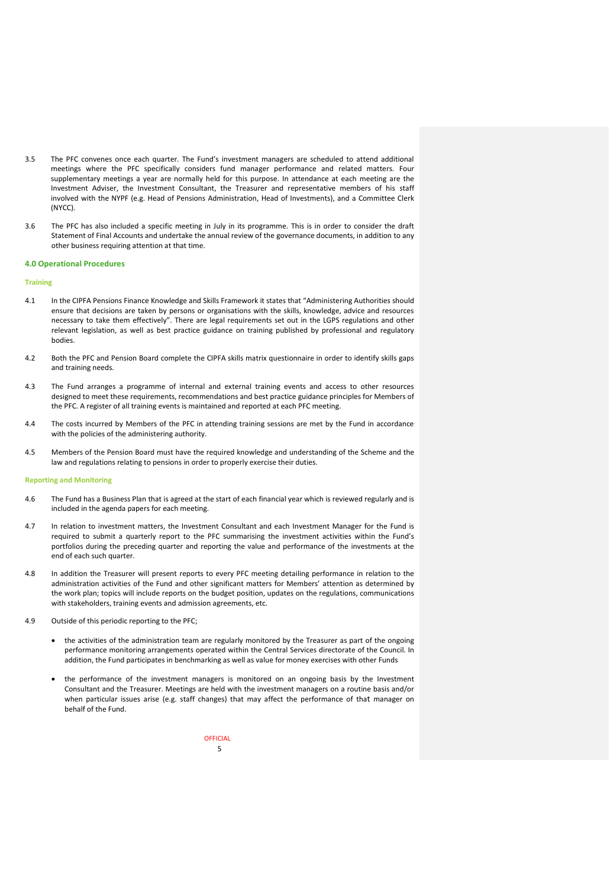3.5 The PFC convenes once each quarter. The Fund's investment managers are scheduled to attend additional meetings where the PFC specifically considers fund manager performance and related matters. Four supplementary meetings a year are normally held for this purpose. In attendance at each meeting are the Investment Adviser, the Investment Consultant, the Treasurer and representative members of his staff involved with the NYPF (e.g. Head of Pensions Administration, Head of Investments), and a Committee Clerk (NYCC).

3.6 The PFC has also included a specific meeting in July in its programme. This is in order to consider the draft Statement of Final Accounts and undertake the annual review of the governance documents, in addition to any other business requiring attention at that time.

## 4.0 Operational Procedures

### Training

4.1 In the CIPFA Pensions Finance Knowledge and Skills Framework it states that "Administering Authorities should ensure that decisions are taken by persons or organisations with the skills, knowledge, advice and resources necessary to take them effectively". There are legal requirements set out in the LGPS regulations and other relevant legislation, as well as best practice guidance on training published by professional and regulatory bodies.

4.2 Both the PFC and Pension Board complete the CIPFA skills matrix questionnaire in order to identify skills gaps and training needs.

4.3 The Fund arranges a programme of internal and external training events and access to other resources designed to meet these requirements, recommendations and best practice guidance principles for Members of the PFC. A register of all training events is maintained and reported at each PFC meeting.

4.4 The costs incurred by Members of the PFC in attending training sessions are met by the Fund in accordance with the policies of the administering authority.

4.5 Members of the Pension Board must have the required knowledge and understanding of the Scheme and the law and regulations relating to pensions in order to properly exercise their duties.

### Reporting and Monitoring

4.6 The Fund has a Business Plan that is agreed at the start of each financial year which is reviewed regularly and is included in the agenda papers for each meeting.

4.7 In relation to investment matters, the Investment Consultant and each Investment Manager for the Fund is required to submit a quarterly report to the PFC summarising the investment activities within the Fund's portfolios during the preceding quarter and reporting the value and performance of the investments at the end of each such quarter.

4.8 In addition the Treasurer will present reports to every PFC meeting detailing performance in relation to the administration activities of the Fund and other significant matters for Members' attention as determined by the work plan; topics will include reports on the budget position, updates on the regulations, communications with stakeholders, training events and admission agreements, etc.

4.9 Outside of this periodic reporting to the PFC;

- the activities of the administration team are regularly monitored by the Treasurer as part of the ongoing performance monitoring arrangements operated within the Central Services directorate of the Council. In addition, the Fund participates in benchmarking as well as value for money exercises with other Funds

- the performance of the investment managers is monitored on an ongoing basis by the Investment Consultant and the Treasurer. Meetings are held with the investment managers on a routine basis and/or when particular issues arise (e.g. staff changes) that may affect the performance of that manager on behalf of the Fund.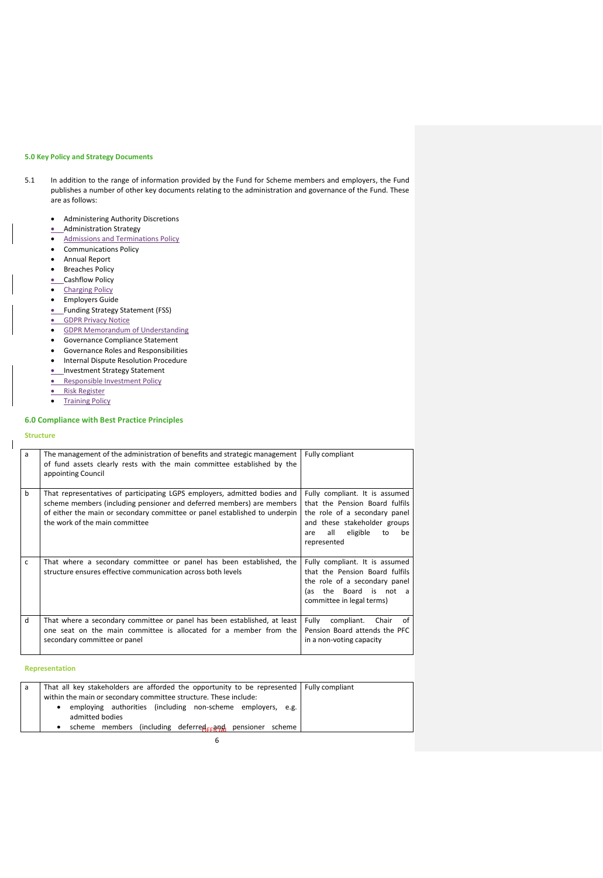### 5.0 Key Policy and Strategy Documents

5.1 In addition to the range of information provided by the Fund for Scheme members and employers, the Fund publishes a number of other key documents relating to the administration and governance of the Fund. These are as follows:

- Administering Authority Discretions
- Administration Strategy
- Admissions and Terminations Policy
- Communications Policy
- Annual Report
- Breaches Policy
- Cashflow Policy
- Charging Policy
- Employers Guide
- Funding Strategy Statement (FSS)
- GDPR Privacy Notice
- GDPR Memorandum of Understanding
- Governance Compliance Statement
- Governance Roles and Responsibilities
- Internal Dispute Resolution Procedure
- Investment Strategy Statement
- Responsible Investment Policy
- Risk Register
- Training Policy

### 6.0 Compliance with Best Practice Principles

#### Structure

| | | |
|---|---|---|
| a | The management of the administration of benefits and strategic management of fund assets clearly rests with the main committee established by the appointing Council | Fully compliant |
| b | That representatives of participating LGPS employers, admitted bodies and scheme members (including pensioner and deferred members) are members of either the main or secondary committee or panel established to underpin the work of the main committee | Fully compliant. It is assumed that the Pension Board fulfils the role of a secondary panel and these stakeholder groups are all eligible to be represented |
| c | That where a secondary committee or panel has been established, the structure ensures effective communication across both levels | Fully compliant. It is assumed that the Pension Board fulfils the role of a secondary panel (as the Board is not a committee in legal terms) |
| d | That where a secondary committee or panel has been established, at least one seat on the main committee is allocated for a member from the secondary committee or panel | Fully compliant. Chair of Pension Board attends the PFC in a non-voting capacity |

#### Representation

| | | |
|---|---|---|
| a | That all key stakeholders are afforded the opportunity to be represented within the main or secondary committee structure. These include:<br>• employing authorities (including non-scheme employers, e.g. admitted bodies<br>• scheme members (including deferred and pensioner scheme | Fully compliant |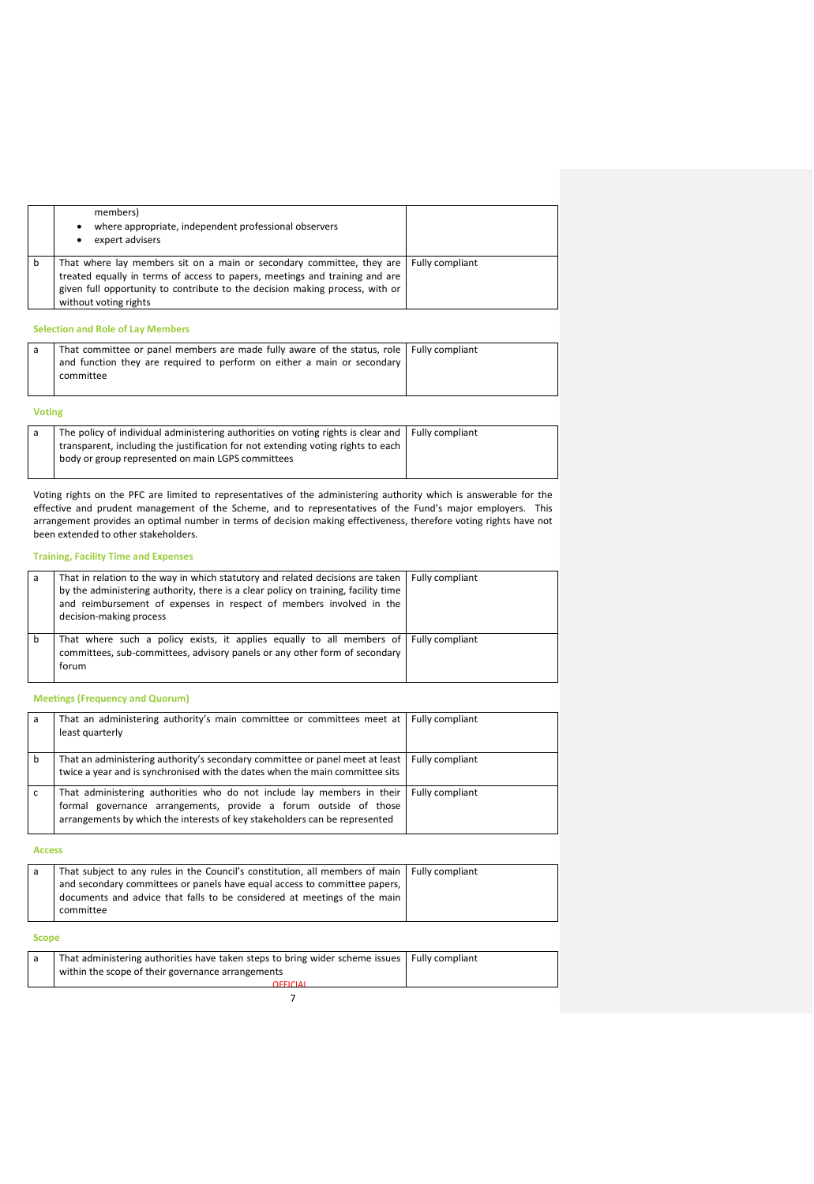| | | |
|---|---|---|
| | members)<br>• where appropriate, independent professional observers<br>• expert advisers | |
| b | That where lay members sit on a main or secondary committee, they are treated equally in terms of access to papers, meetings and training and are given full opportunity to contribute to the decision making process, with or without voting rights | Fully compliant |

### Selection and Role of Lay Members

| | | |
|---|---|---|
| a | That committee or panel members are made fully aware of the status, role and function they are required to perform on either a main or secondary committee | Fully compliant |

### Voting

| | | |
|---|---|---|
| a | The policy of individual administering authorities on voting rights is clear and transparent, including the justification for not extending voting rights to each body or group represented on main LGPS committees | Fully compliant |

Voting rights on the PFC are limited to representatives of the administering authority which is answerable for the effective and prudent management of the Scheme, and to representatives of the Fund's major employers. This arrangement provides an optimal number in terms of decision making effectiveness, therefore voting rights have not been extended to other stakeholders.

### Training, Facility Time and Expenses

| | | |
|---|---|---|
| a | That in relation to the way in which statutory and related decisions are taken by the administering authority, there is a clear policy on training, facility time and reimbursement of expenses in respect of members involved in the decision-making process | Fully compliant |
| b | That where such a policy exists, it applies equally to all members of committees, sub-committees, advisory panels or any other form of secondary forum | Fully compliant |

### Meetings (Frequency and Quorum)

| | | |
|---|---|---|
| a | That an administering authority's main committee or committees meet at least quarterly | Fully compliant |
| b | That an administering authority's secondary committee or panel meet at least twice a year and is synchronised with the dates when the main committee sits | Fully compliant |
| c | That administering authorities who do not include lay members in their formal governance arrangements, provide a forum outside of those arrangements by which the interests of key stakeholders can be represented | Fully compliant |

### Access

| | | |
|---|---|---|
| a | That subject to any rules in the Council's constitution, all members of main and secondary committees or panels have equal access to committee papers, documents and advice that falls to be considered at meetings of the main committee | Fully compliant |

### Scope

| | | |
|---|---|---|
| a | That administering authorities have taken steps to bring wider scheme issues within the scope of their governance arrangements | Fully compliant |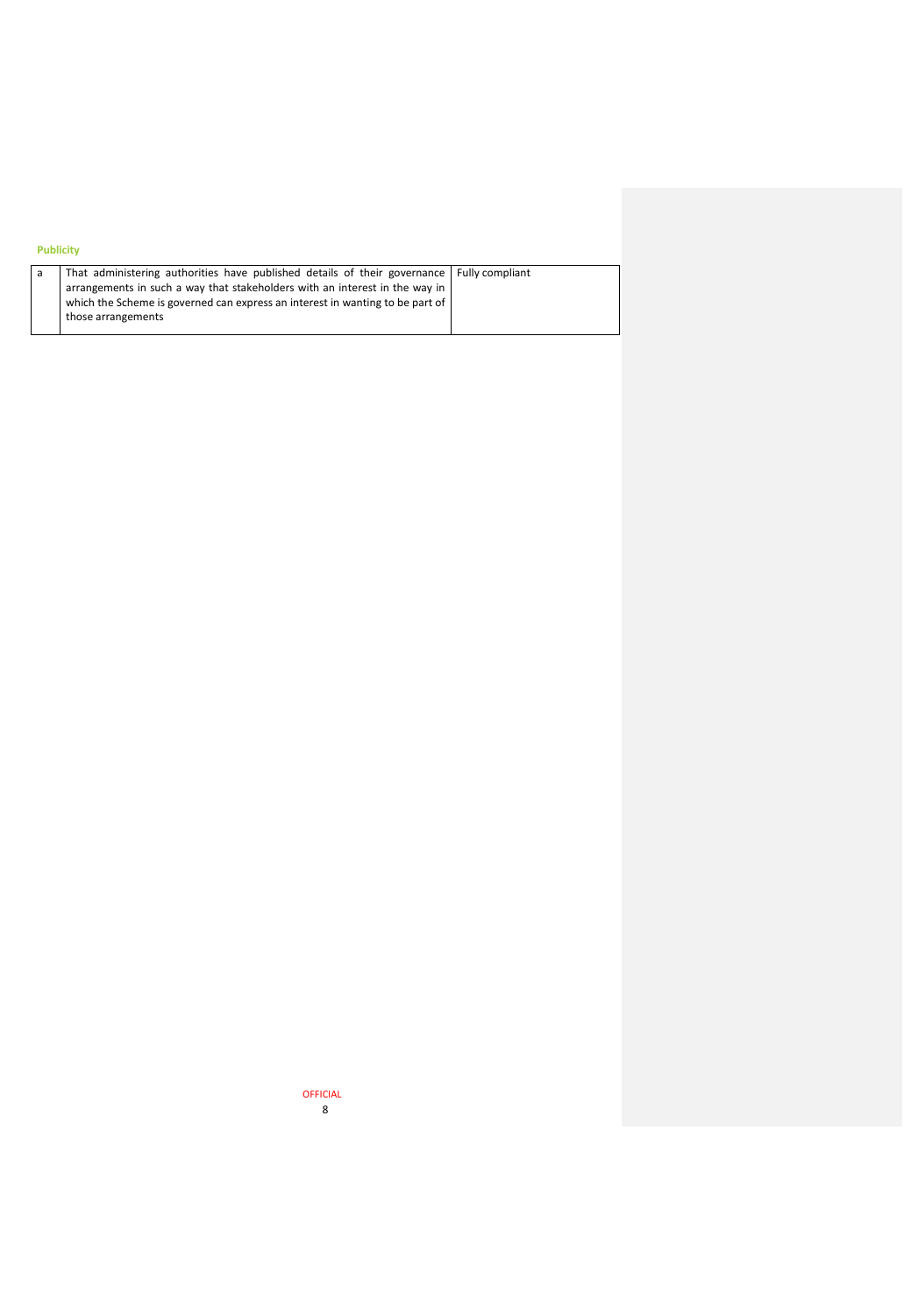### Publicity

| | | |
|---|---|---|
| a | That administering authorities have published details of their governance arrangements in such a way that stakeholders with an interest in the way in which the Scheme is governed can express an interest in wanting to be part of those arrangements | Fully compliant |

OFFICIAL